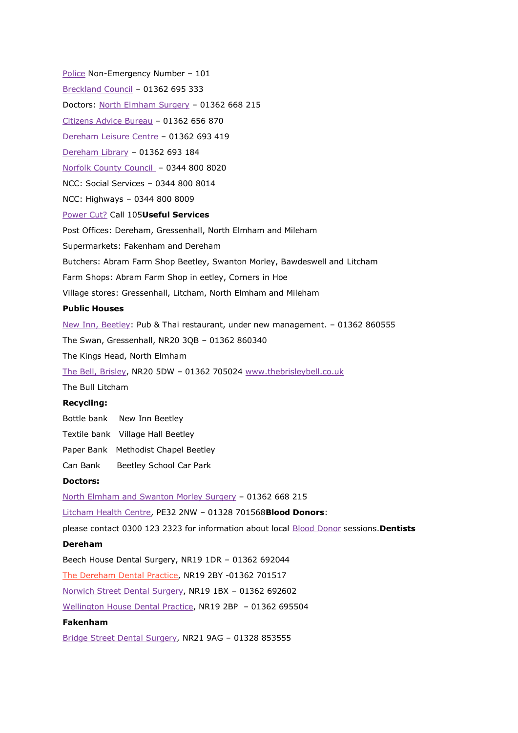Police Non-Emergency Number – 101

Breckland Council – 01362 695 333

Doctors: North Elmham Surgery – 01362 668 215

Citizens Advice Bureau – 01362 656 870

Dereham Leisure Centre – 01362 693 419

Dereham Library – 01362 693 184

Norfolk County Council – 0344 800 8020

NCC: Social Services – 0344 800 8014

NCC: Highways – 0344 800 8009

Power Cut? Call 105

**Useful Services**

Post Offices: Dereham, Gressenhall, North Elmham and Mileham

Supermarkets: Fakenham and Dereham

Butchers: Abram Farm Shop Beetley, Swanton Morley, Bawdeswell and Litcham

Farm Shops: Abram Farm Shop in eetley, Corners in Hoe

Village stores: Gressenhall, Litcham, North Elmham and Mileham

**Public Houses**

New Inn, Beetley: Pub & Thai restaurant, under new management. – 01362 860555

The Swan, Gressenhall, NR20 3QB – 01362 860340

The Kings Head, North Elmham

The Bell, Brisley, NR20 5DW – 01362 705024 www.thebrisleybell.co.uk

The Bull Litcham

**Recycling:**

Bottle bank   New Inn Beetley

Textile bank   Village Hall Beetley

Paper Bank   Methodist Chapel Beetley

Can Bank   Beetley School Car Park

**Doctors:**

North Elmham and Swanton Morley Surgery – 01362 668 215

Litcham Health Centre, PE32 2NW – 01328 701568

**Blood Donors**:

please contact 0300 123 2323 for information about local Blood Donor sessions.

**Dentists**

**Dereham**

Beech House Dental Surgery, NR19 1DR – 01362 692044

The Dereham Dental Practice, NR19 2BY -01362 701517

Norwich Street Dental Surgery, NR19 1BX – 01362 692602

Wellington House Dental Practice, NR19 2BP – 01362 695504

**Fakenham**

Bridge Street Dental Surgery, NR21 9AG – 01328 853555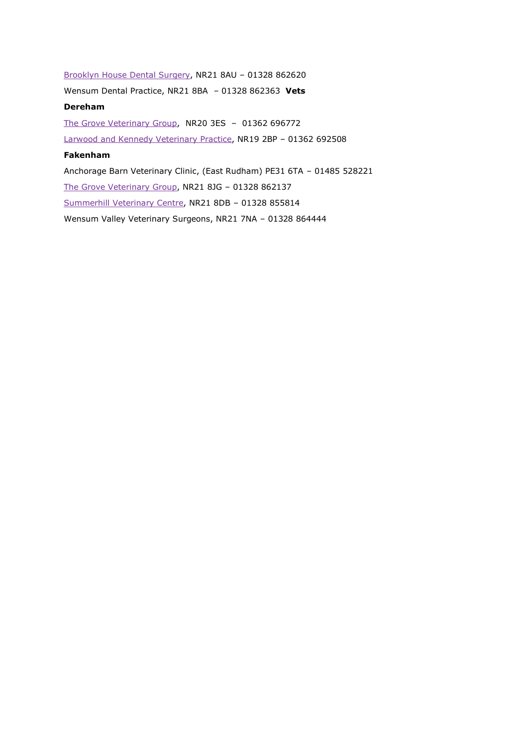Brooklyn House Dental Surgery, NR21 8AU – 01328 862620

Wensum Dental Practice, NR21 8BA – 01328 862363

**Vets**

**Dereham**

The Grove Veterinary Group, NR20 3ES – 01362 696772

Larwood and Kennedy Veterinary Practice, NR19 2BP – 01362 692508

**Fakenham**

Anchorage Barn Veterinary Clinic, (East Rudham) PE31 6TA – 01485 528221

The Grove Veterinary Group, NR21 8JG – 01328 862137

Summerhill Veterinary Centre, NR21 8DB – 01328 855814

Wensum Valley Veterinary Surgeons, NR21 7NA – 01328 864444